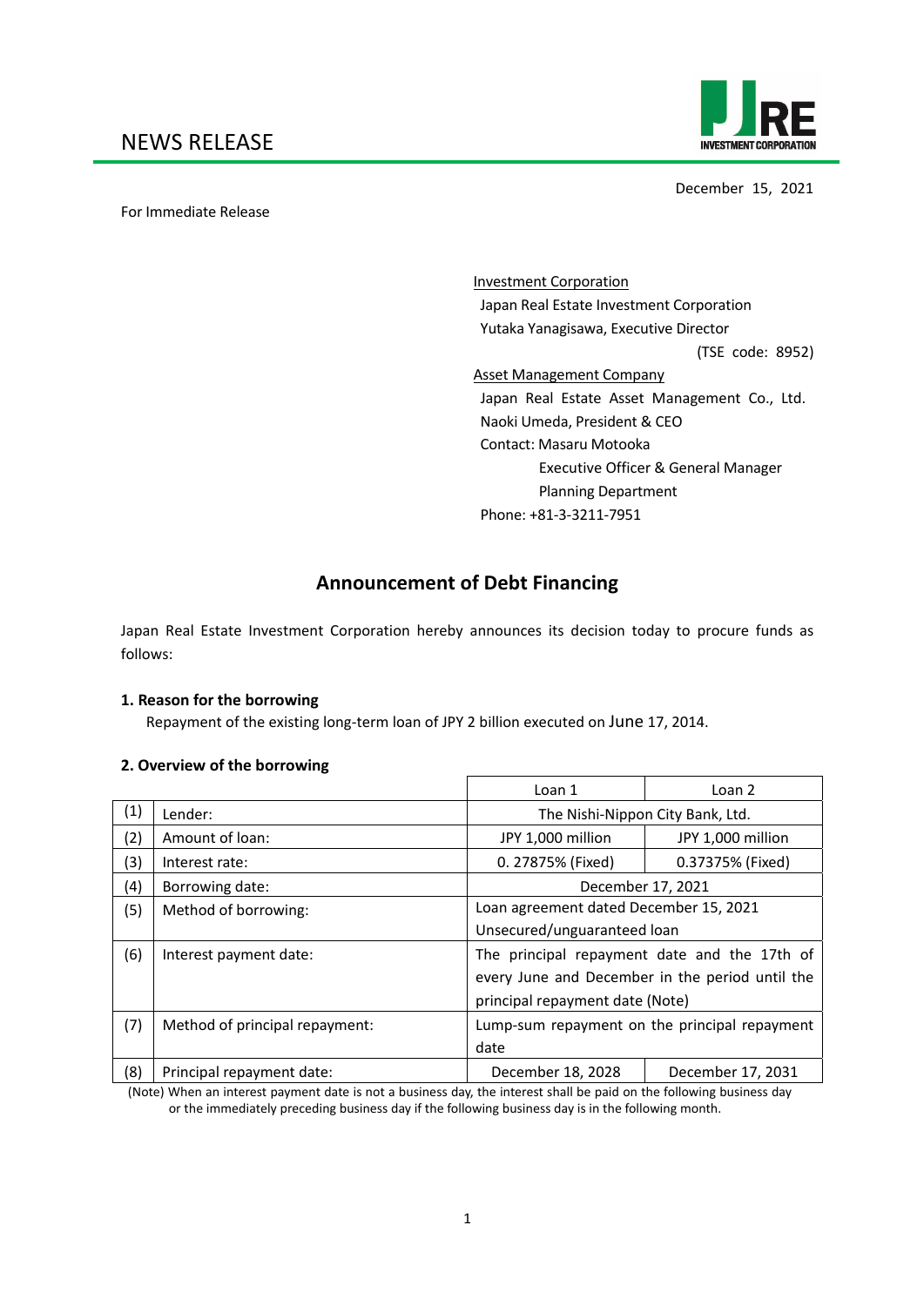NEWS RELEASE

JRE INVESTMENT CORPORATION

December 15, 2021

For Immediate Release

Investment Corporation
Japan Real Estate Investment Corporation
Yutaka Yanagisawa, Executive Director
(TSE code: 8952)

Asset Management Company
Japan Real Estate Asset Management Co., Ltd.
Naoki Umeda, President & CEO
Contact: Masaru Motooka
Executive Officer & General Manager
Planning Department
Phone: +81-3-3211-7951

# Announcement of Debt Financing

Japan Real Estate Investment Corporation hereby announces its decision today to procure funds as follows:

**1. Reason for the borrowing**

Repayment of the existing long-term loan of JPY 2 billion executed on June 17, 2014.

**2. Overview of the borrowing**

| | | Loan 1 | Loan 2 |
|---|---|---|---|
| (1) | Lender: | The Nishi-Nippon City Bank, Ltd. | |
| (2) | Amount of loan: | JPY 1,000 million | JPY 1,000 million |
| (3) | Interest rate: | 0. 27875% (Fixed) | 0.37375% (Fixed) |
| (4) | Borrowing date: | December 17, 2021 | |
| (5) | Method of borrowing: | Loan agreement dated December 15, 2021<br>Unsecured/unguaranteed loan | |
| (6) | Interest payment date: | The principal repayment date and the 17th of every June and December in the period until the principal repayment date (Note) | |
| (7) | Method of principal repayment: | Lump-sum repayment on the principal repayment date | |
| (8) | Principal repayment date: | December 18, 2028 | December 17, 2031 |

(Note) When an interest payment date is not a business day, the interest shall be paid on the following business day or the immediately preceding business day if the following business day is in the following month.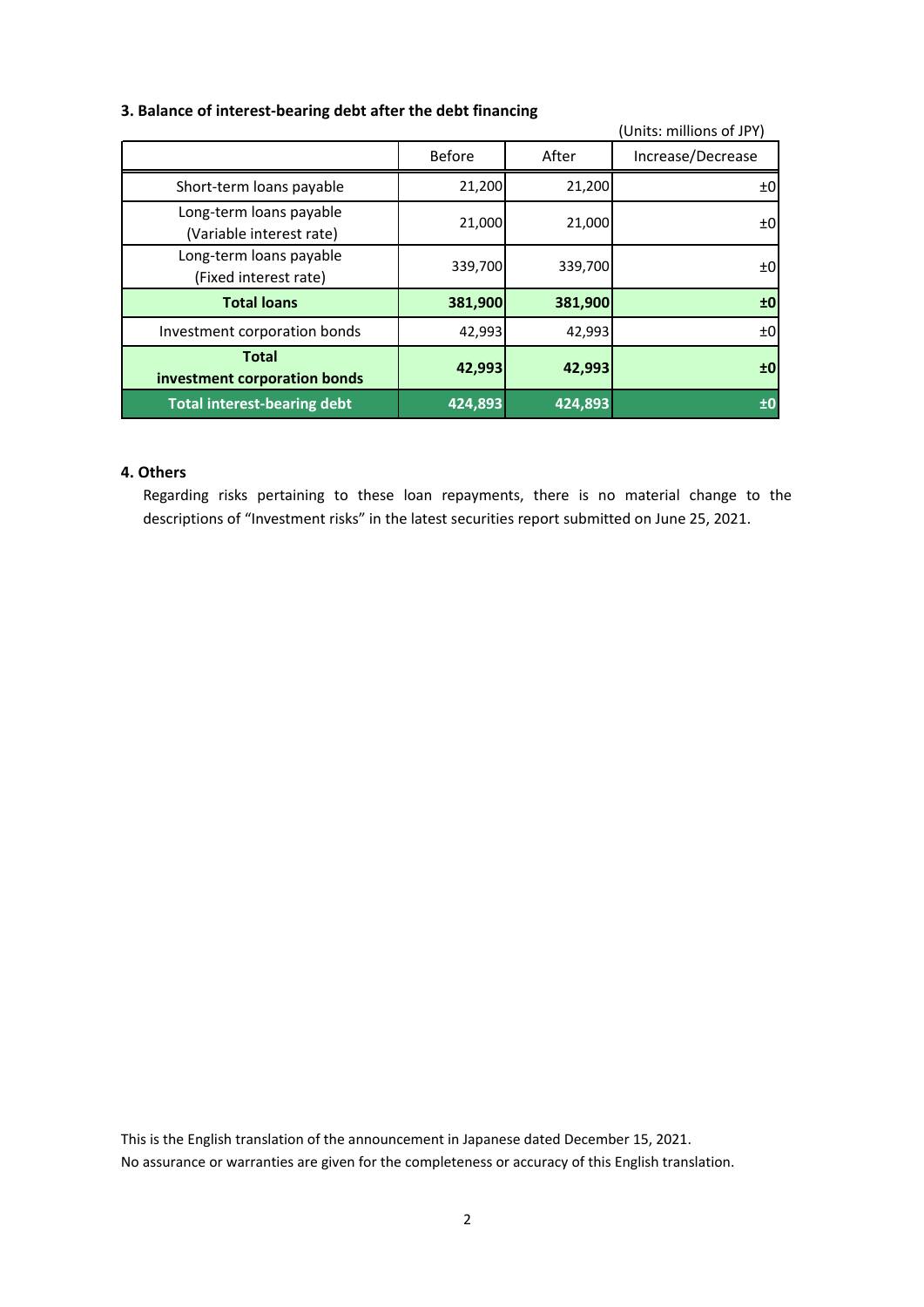### 3. Balance of interest-bearing debt after the debt financing

(Units: millions of JPY)

| | Before | After | Increase/Decrease |
|---|---|---|---|
| Short-term loans payable | 21,200 | 21,200 | ±0 |
| Long-term loans payable (Variable interest rate) | 21,000 | 21,000 | ±0 |
| Long-term loans payable (Fixed interest rate) | 339,700 | 339,700 | ±0 |
| **Total loans** | **381,900** | **381,900** | **±0** |
| Investment corporation bonds | 42,993 | 42,993 | ±0 |
| **Total investment corporation bonds** | **42,993** | **42,993** | **±0** |
| **Total interest-bearing debt** | **424,893** | **424,893** | **±0** |

### 4. Others

Regarding risks pertaining to these loan repayments, there is no material change to the descriptions of “Investment risks” in the latest securities report submitted on June 25, 2021.

This is the English translation of the announcement in Japanese dated December 15, 2021.
No assurance or warranties are given for the completeness or accuracy of this English translation.